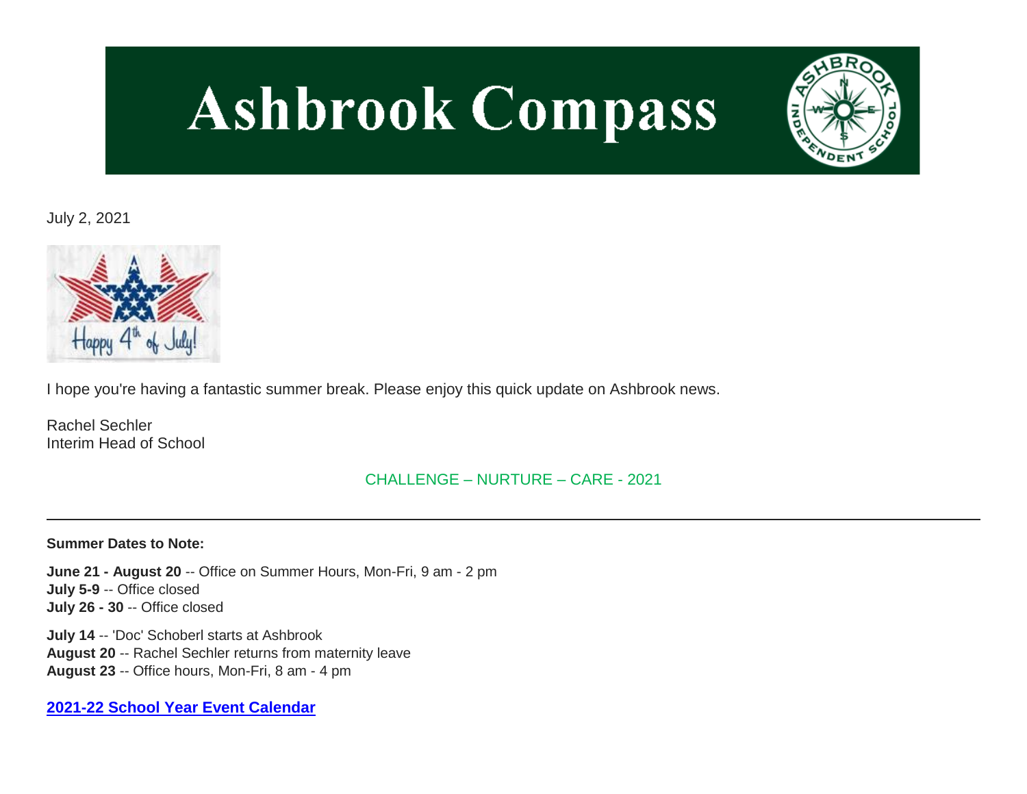# Ashbrook Compass

July 2, 2021

I hope you're having a fantastic summer break. Please enjoy this quick update on Ashbrook news.

Rachel Sechler
Interim Head of School

CHALLENGE – NURTURE – CARE - 2021

---

**Summer Dates to Note:**

**June 21 - August 20** -- Office on Summer Hours, Mon-Fri, 9 am - 2 pm
**July 5-9** -- Office closed
**July 26 - 30** -- Office closed

**July 14** -- 'Doc' Schoberl starts at Ashbrook
**August 20** -- Rachel Sechler returns from maternity leave
**August 23** -- Office hours, Mon-Fri, 8 am - 4 pm

**2021-22 School Year Event Calendar**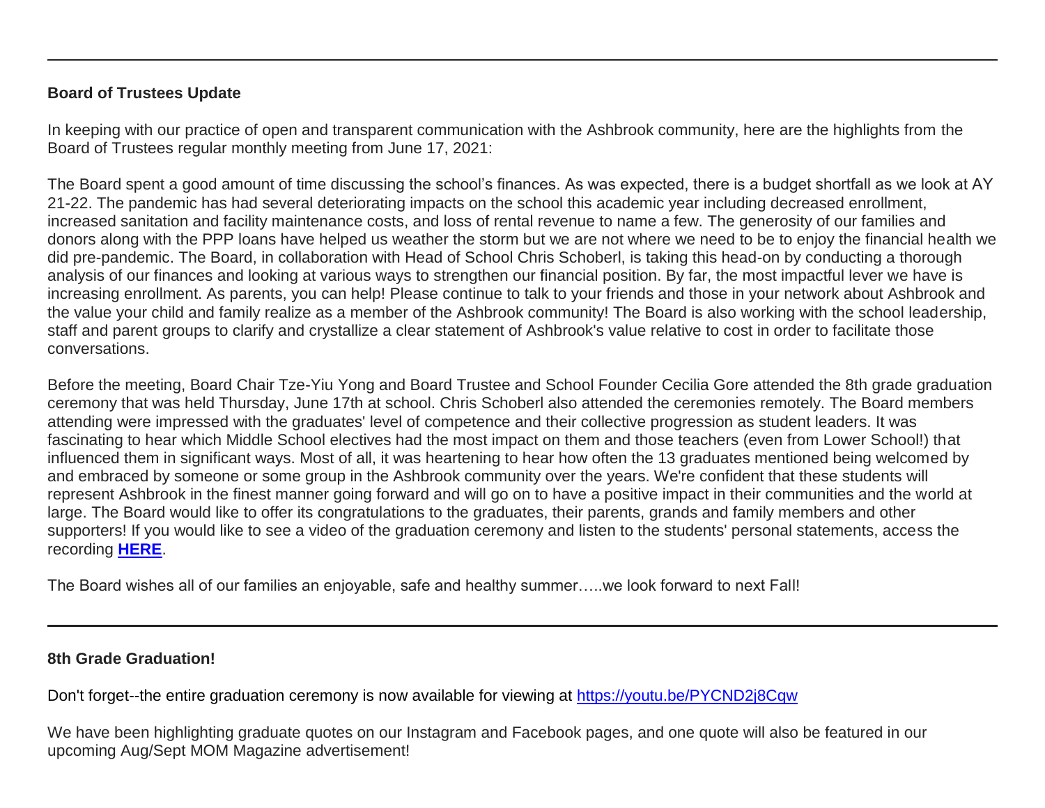---

**Board of Trustees Update**

In keeping with our practice of open and transparent communication with the Ashbrook community, here are the highlights from the Board of Trustees regular monthly meeting from June 17, 2021:

The Board spent a good amount of time discussing the school's finances. As was expected, there is a budget shortfall as we look at AY 21-22. The pandemic has had several deteriorating impacts on the school this academic year including decreased enrollment, increased sanitation and facility maintenance costs, and loss of rental revenue to name a few. The generosity of our families and donors along with the PPP loans have helped us weather the storm but we are not where we need to be to enjoy the financial health we did pre-pandemic. The Board, in collaboration with Head of School Chris Schoberl, is taking this head-on by conducting a thorough analysis of our finances and looking at various ways to strengthen our financial position. By far, the most impactful lever we have is increasing enrollment. As parents, you can help! Please continue to talk to your friends and those in your network about Ashbrook and the value your child and family realize as a member of the Ashbrook community! The Board is also working with the school leadership, staff and parent groups to clarify and crystallize a clear statement of Ashbrook's value relative to cost in order to facilitate those conversations.

Before the meeting, Board Chair Tze-Yiu Yong and Board Trustee and School Founder Cecilia Gore attended the 8th grade graduation ceremony that was held Thursday, June 17th at school. Chris Schoberl also attended the ceremonies remotely. The Board members attending were impressed with the graduates' level of competence and their collective progression as student leaders. It was fascinating to hear which Middle School electives had the most impact on them and those teachers (even from Lower School!) that influenced them in significant ways. Most of all, it was heartening to hear how often the 13 graduates mentioned being welcomed by and embraced by someone or some group in the Ashbrook community over the years. We're confident that these students will represent Ashbrook in the finest manner going forward and will go on to have a positive impact in their communities and the world at large. The Board would like to offer its congratulations to the graduates, their parents, grands and family members and other supporters! If you would like to see a video of the graduation ceremony and listen to the students' personal statements, access the recording **HERE**.

The Board wishes all of our families an enjoyable, safe and healthy summer…..we look forward to next Fall!

---

**8th Grade Graduation!**

Don't forget--the entire graduation ceremony is now available for viewing at https://youtu.be/PYCND2j8Cqw

We have been highlighting graduate quotes on our Instagram and Facebook pages, and one quote will also be featured in our upcoming Aug/Sept MOM Magazine advertisement!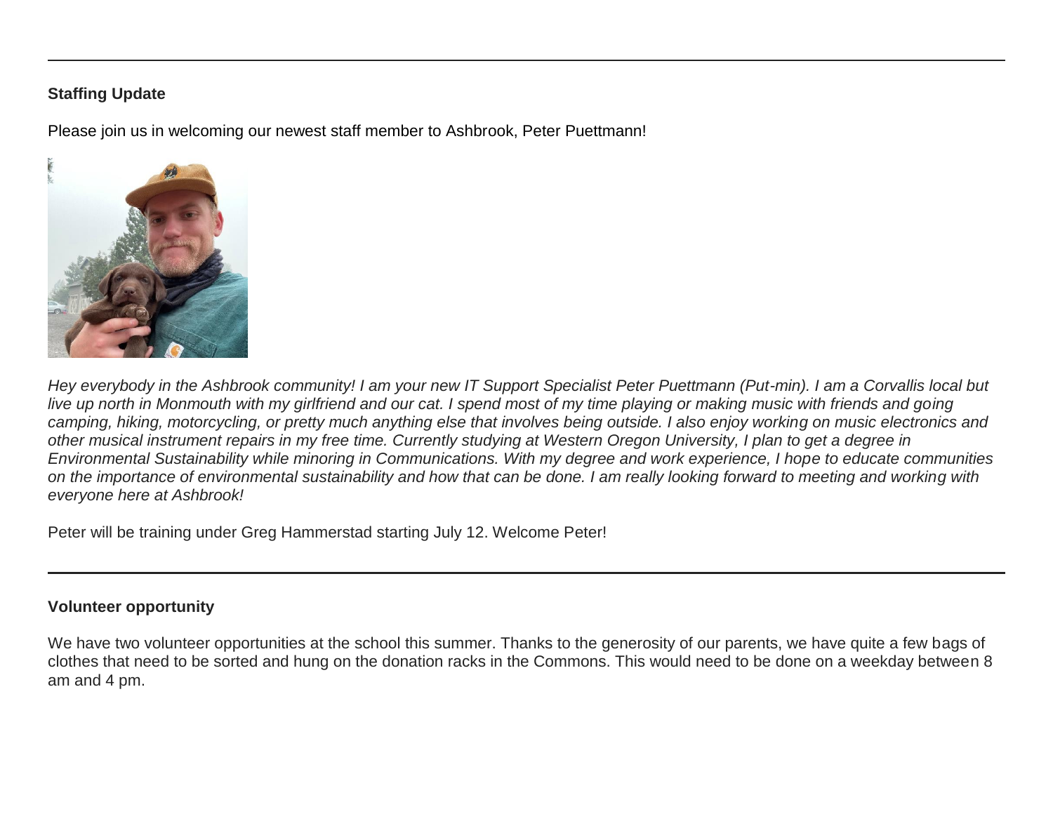---

**Staffing Update**

Please join us in welcoming our newest staff member to Ashbrook, Peter Puettmann!

*Hey everybody in the Ashbrook community! I am your new IT Support Specialist Peter Puettmann (Put-min). I am a Corvallis local but live up north in Monmouth with my girlfriend and our cat. I spend most of my time playing or making music with friends and going camping, hiking, motorcycling, or pretty much anything else that involves being outside. I also enjoy working on music electronics and other musical instrument repairs in my free time. Currently studying at Western Oregon University, I plan to get a degree in Environmental Sustainability while minoring in Communications. With my degree and work experience, I hope to educate communities on the importance of environmental sustainability and how that can be done. I am really looking forward to meeting and working with everyone here at Ashbrook!*

Peter will be training under Greg Hammerstad starting July 12. Welcome Peter!

---

**Volunteer opportunity**

We have two volunteer opportunities at the school this summer. Thanks to the generosity of our parents, we have quite a few bags of clothes that need to be sorted and hung on the donation racks in the Commons. This would need to be done on a weekday between 8 am and 4 pm.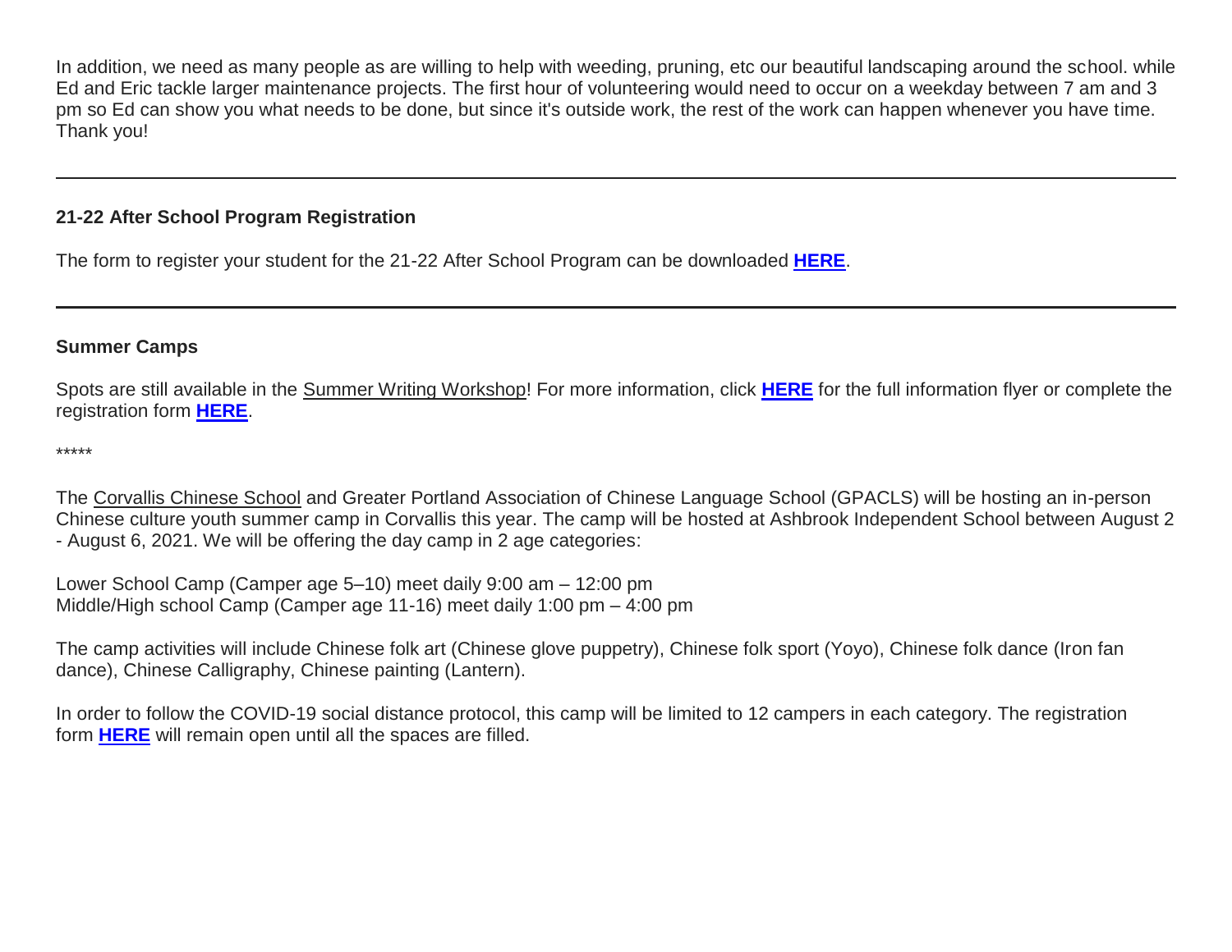In addition, we need as many people as are willing to help with weeding, pruning, etc our beautiful landscaping around the school. while Ed and Eric tackle larger maintenance projects. The first hour of volunteering would need to occur on a weekday between 7 am and 3 pm so Ed can show you what needs to be done, but since it's outside work, the rest of the work can happen whenever you have time. Thank you!

---

**21-22 After School Program Registration**

The form to register your student for the 21-22 After School Program can be downloaded **HERE**.

---

**Summer Camps**

Spots are still available in the Summer Writing Workshop! For more information, click **HERE** for the full information flyer or complete the registration form **HERE**.

*****

The Corvallis Chinese School and Greater Portland Association of Chinese Language School (GPACLS) will be hosting an in-person Chinese culture youth summer camp in Corvallis this year. The camp will be hosted at Ashbrook Independent School between August 2 - August 6, 2021. We will be offering the day camp in 2 age categories:

Lower School Camp (Camper age 5–10) meet daily 9:00 am – 12:00 pm
Middle/High school Camp (Camper age 11-16) meet daily 1:00 pm – 4:00 pm

The camp activities will include Chinese folk art (Chinese glove puppetry), Chinese folk sport (Yoyo), Chinese folk dance (Iron fan dance), Chinese Calligraphy, Chinese painting (Lantern).

In order to follow the COVID-19 social distance protocol, this camp will be limited to 12 campers in each category. The registration form **HERE** will remain open until all the spaces are filled.